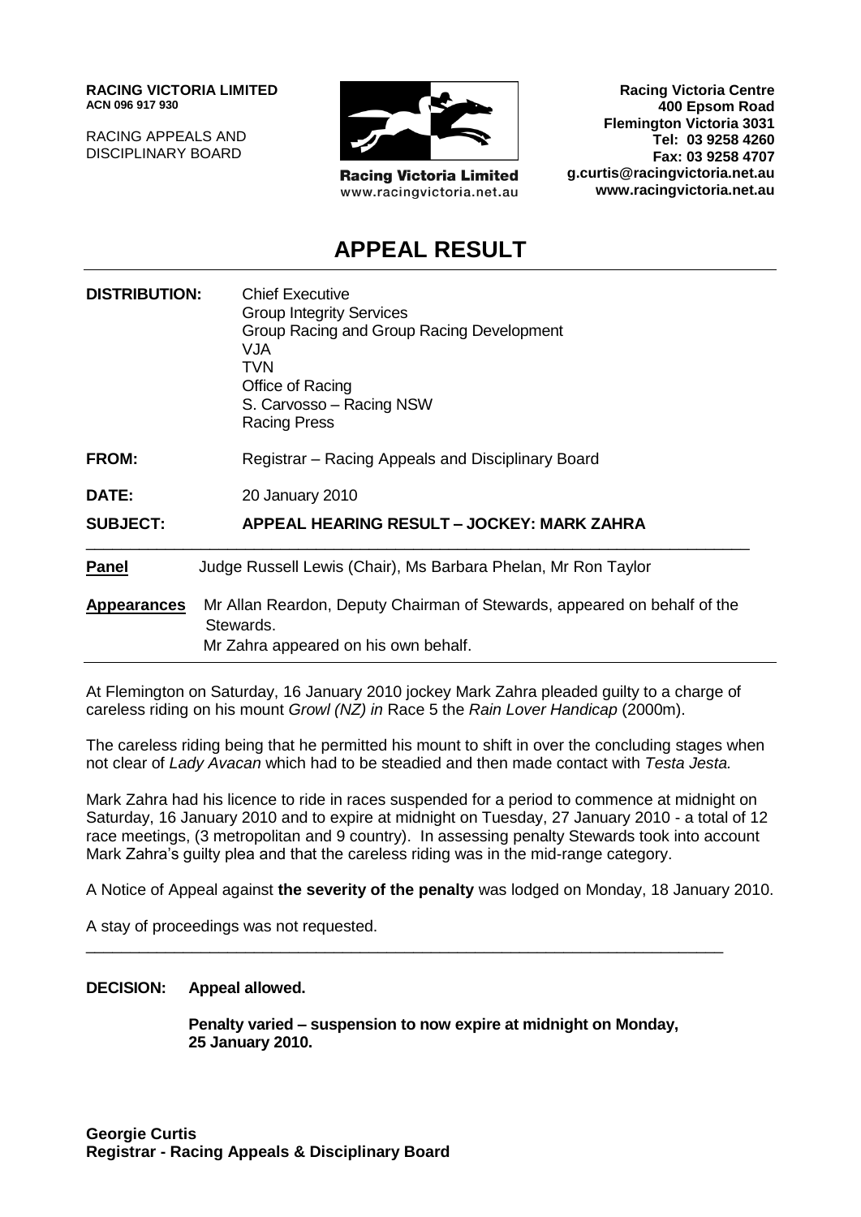**RACING VICTORIA LIMITED**
**ACN 096 917 930**

RACING APPEALS AND
DISCIPLINARY BOARD

**Racing Victoria Limited**
www.racingvictoria.net.au

**Racing Victoria Centre**
**400 Epsom Road**
**Flemington Victoria 3031**
**Tel: 03 9258 4260**
**Fax: 03 9258 4707**
**g.curtis@racingvictoria.net.au**
**www.racingvictoria.net.au**

# APPEAL RESULT

**DISTRIBUTION:** Chief Executive
Group Integrity Services
Group Racing and Group Racing Development
VJA
TVN
Office of Racing
S. Carvosso – Racing NSW
Racing Press

**FROM:** Registrar – Racing Appeals and Disciplinary Board

**DATE:** 20 January 2010

**SUBJECT:** **APPEAL HEARING RESULT – JOCKEY: MARK ZAHRA**

---

**Panel** Judge Russell Lewis (Chair), Ms Barbara Phelan, Mr Ron Taylor

**Appearances** Mr Allan Reardon, Deputy Chairman of Stewards, appeared on behalf of the Stewards.
Mr Zahra appeared on his own behalf.

---

At Flemington on Saturday, 16 January 2010 jockey Mark Zahra pleaded guilty to a charge of careless riding on his mount *Growl (NZ) in* Race 5 the *Rain Lover Handicap* (2000m).

The careless riding being that he permitted his mount to shift in over the concluding stages when not clear of *Lady Avacan* which had to be steadied and then made contact with *Testa Jesta.*

Mark Zahra had his licence to ride in races suspended for a period to commence at midnight on Saturday, 16 January 2010 and to expire at midnight on Tuesday, 27 January 2010 - a total of 12 race meetings, (3 metropolitan and 9 country). In assessing penalty Stewards took into account Mark Zahra's guilty plea and that the careless riding was in the mid-range category.

A Notice of Appeal against **the severity of the penalty** was lodged on Monday, 18 January 2010.

A stay of proceedings was not requested.

---

**DECISION: Appeal allowed.**

**Penalty varied – suspension to now expire at midnight on Monday, 25 January 2010.**

**Georgie Curtis**
**Registrar - Racing Appeals & Disciplinary Board**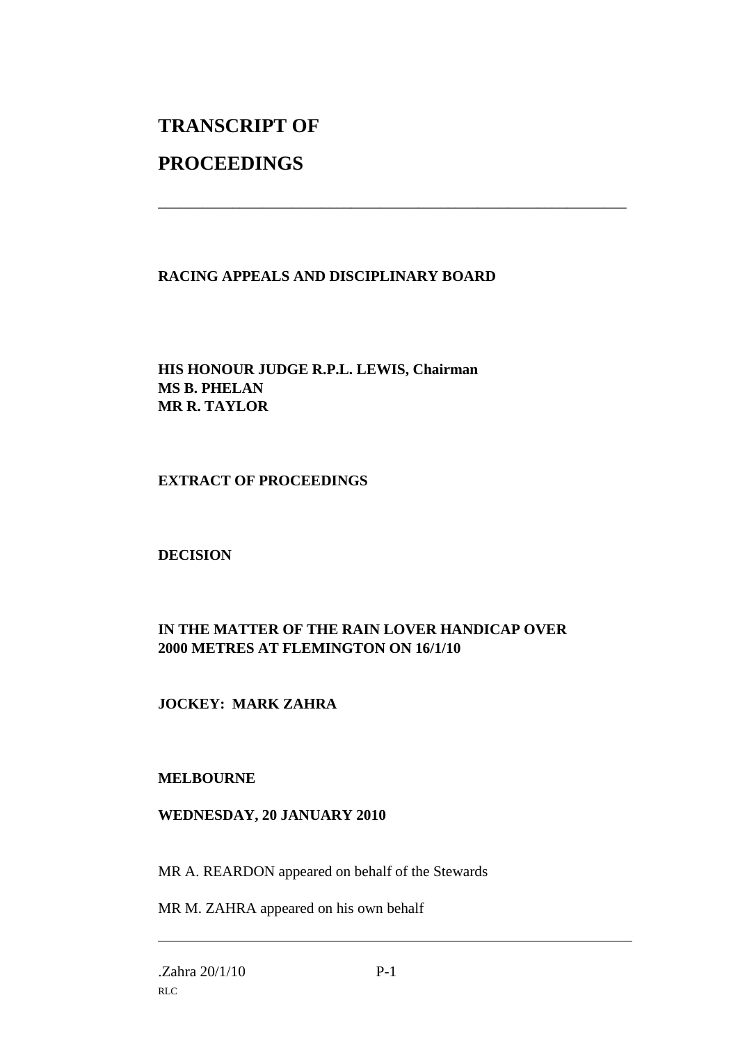# TRANSCRIPT OF PROCEEDINGS

---

**RACING APPEALS AND DISCIPLINARY BOARD**

**HIS HONOUR JUDGE R.P.L. LEWIS, Chairman**
**MS B. PHELAN**
**MR R. TAYLOR**

**EXTRACT OF PROCEEDINGS**

**DECISION**

**IN THE MATTER OF THE RAIN LOVER HANDICAP OVER 2000 METRES AT FLEMINGTON ON 16/1/10**

**JOCKEY: MARK ZAHRA**

**MELBOURNE**

**WEDNESDAY, 20 JANUARY 2010**

MR A. REARDON appeared on behalf of the Stewards

MR M. ZAHRA appeared on his own behalf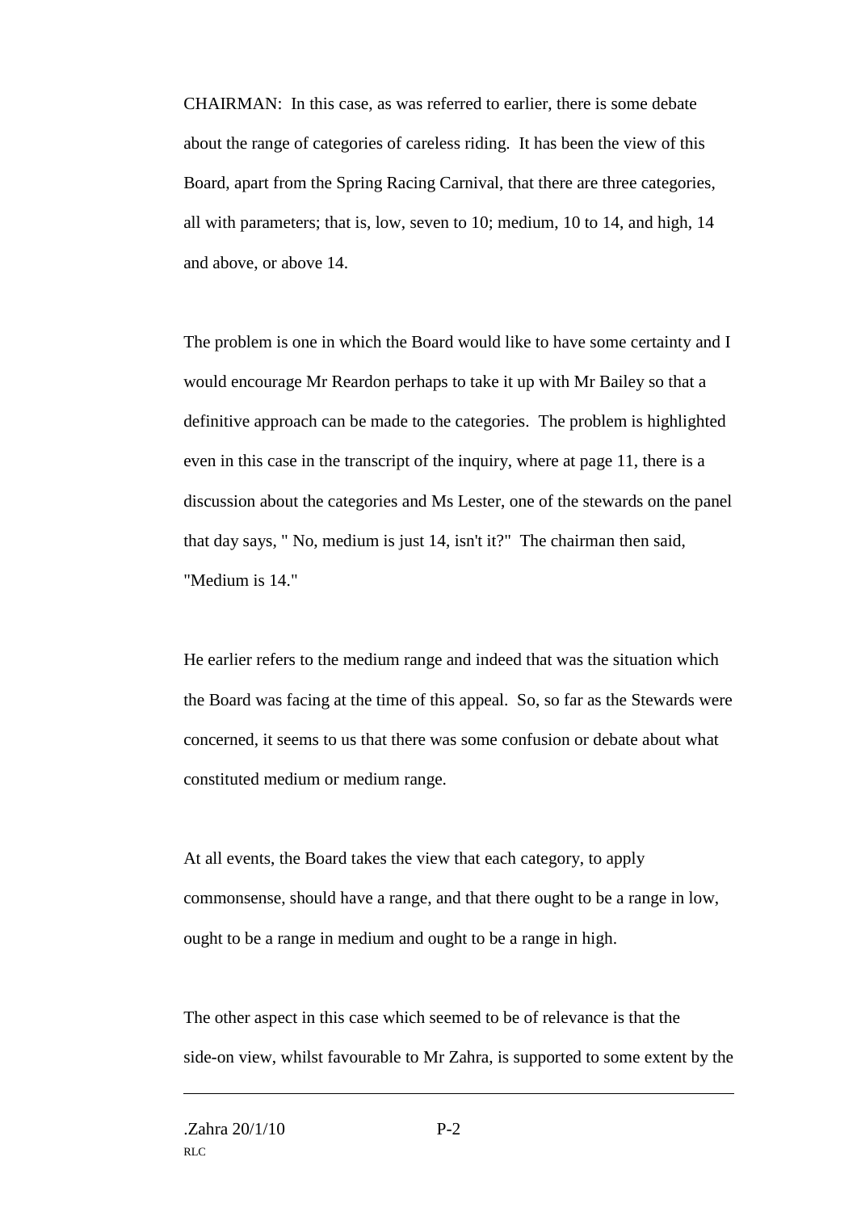CHAIRMAN: In this case, as was referred to earlier, there is some debate about the range of categories of careless riding. It has been the view of this Board, apart from the Spring Racing Carnival, that there are three categories, all with parameters; that is, low, seven to 10; medium, 10 to 14, and high, 14 and above, or above 14.

The problem is one in which the Board would like to have some certainty and I would encourage Mr Reardon perhaps to take it up with Mr Bailey so that a definitive approach can be made to the categories. The problem is highlighted even in this case in the transcript of the inquiry, where at page 11, there is a discussion about the categories and Ms Lester, one of the stewards on the panel that day says, " No, medium is just 14, isn't it?" The chairman then said, "Medium is 14."

He earlier refers to the medium range and indeed that was the situation which the Board was facing at the time of this appeal. So, so far as the Stewards were concerned, it seems to us that there was some confusion or debate about what constituted medium or medium range.

At all events, the Board takes the view that each category, to apply commonsense, should have a range, and that there ought to be a range in low, ought to be a range in medium and ought to be a range in high.

The other aspect in this case which seemed to be of relevance is that the side-on view, whilst favourable to Mr Zahra, is supported to some extent by the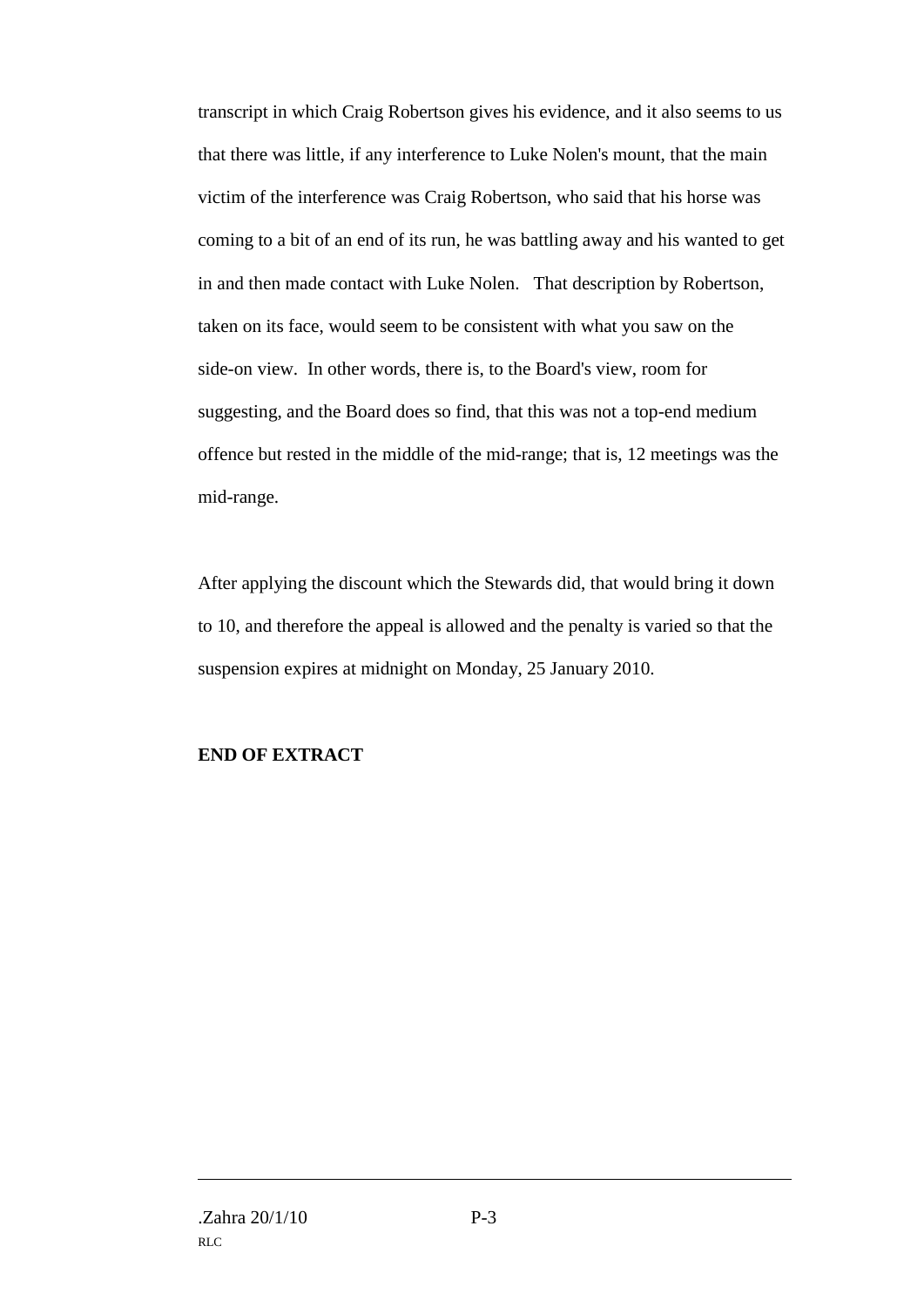transcript in which Craig Robertson gives his evidence, and it also seems to us that there was little, if any interference to Luke Nolen's mount, that the main victim of the interference was Craig Robertson, who said that his horse was coming to a bit of an end of its run, he was battling away and his wanted to get in and then made contact with Luke Nolen. That description by Robertson, taken on its face, would seem to be consistent with what you saw on the side-on view. In other words, there is, to the Board's view, room for suggesting, and the Board does so find, that this was not a top-end medium offence but rested in the middle of the mid-range; that is, 12 meetings was the mid-range.

After applying the discount which the Stewards did, that would bring it down to 10, and therefore the appeal is allowed and the penalty is varied so that the suspension expires at midnight on Monday, 25 January 2010.

**END OF EXTRACT**